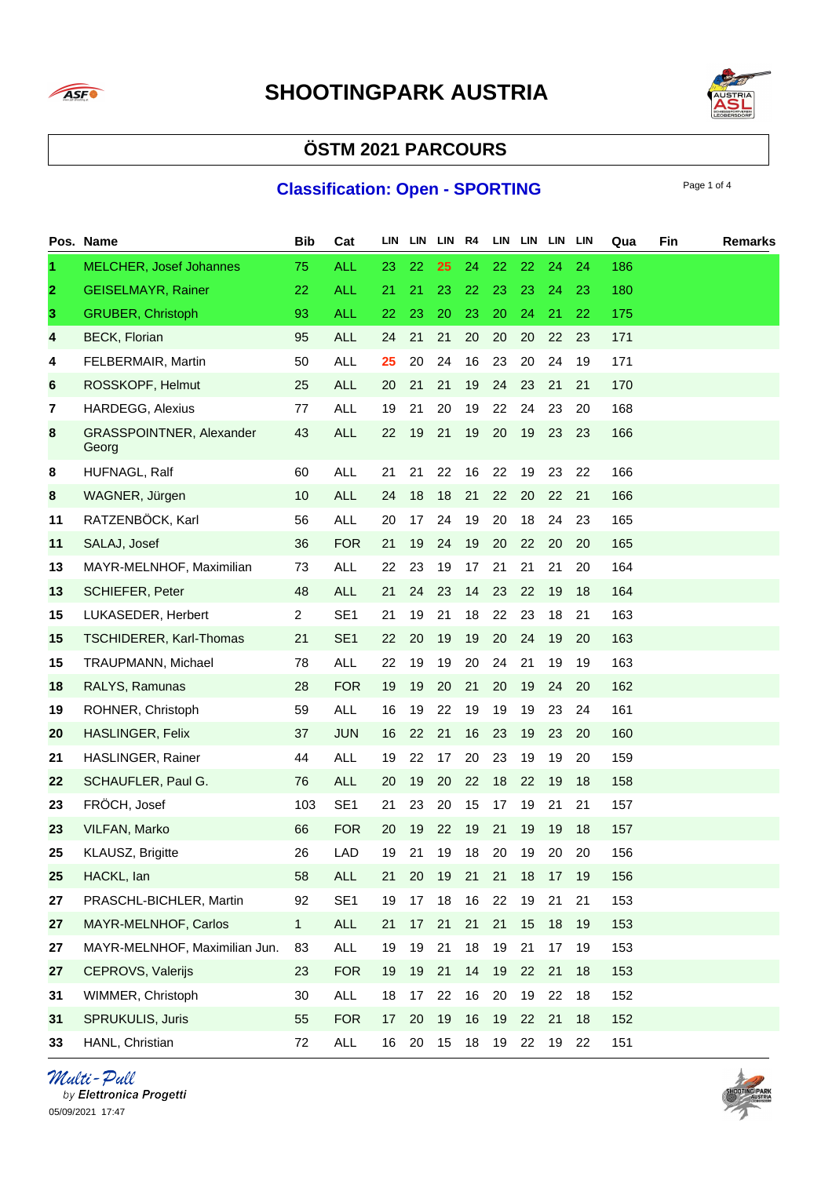# SHOOTINGPARK AUSTRIA

## ÖSTM 2021 PARCOURS

### Classification: Open - SPORTING

| Pos. | Name | Bib | Cat | LIN | LIN | LIN | R4 | LIN | LIN | LIN | LIN | Qua | Fin | Remarks |
|---|---|---|---|---|---|---|---|---|---|---|---|---|---|---|
| 1 | MELCHER, Josef Johannes | 75 | ALL | 23 | 22 | 25 | 24 | 22 | 22 | 24 | 24 | 186 | | |
| 2 | GEISELMAYR, Rainer | 22 | ALL | 21 | 21 | 23 | 22 | 23 | 23 | 24 | 23 | 180 | | |
| 3 | GRUBER, Christoph | 93 | ALL | 22 | 23 | 20 | 23 | 20 | 24 | 21 | 22 | 175 | | |
| 4 | BECK, Florian | 95 | ALL | 24 | 21 | 21 | 20 | 20 | 20 | 22 | 23 | 171 | | |
| 4 | FELBERMAIR, Martin | 50 | ALL | 25 | 20 | 24 | 16 | 23 | 20 | 24 | 19 | 171 | | |
| 6 | ROSSKOPF, Helmut | 25 | ALL | 20 | 21 | 21 | 19 | 24 | 23 | 21 | 21 | 170 | | |
| 7 | HARDEGG, Alexius | 77 | ALL | 19 | 21 | 20 | 19 | 22 | 24 | 23 | 20 | 168 | | |
| 8 | GRASSPOINTNER, Alexander Georg | 43 | ALL | 22 | 19 | 21 | 19 | 20 | 19 | 23 | 23 | 166 | | |
| 8 | HUFNAGL, Ralf | 60 | ALL | 21 | 21 | 22 | 16 | 22 | 19 | 23 | 22 | 166 | | |
| 8 | WAGNER, Jürgen | 10 | ALL | 24 | 18 | 18 | 21 | 22 | 20 | 22 | 21 | 166 | | |
| 11 | RATZENBÖCK, Karl | 56 | ALL | 20 | 17 | 24 | 19 | 20 | 18 | 24 | 23 | 165 | | |
| 11 | SALAJ, Josef | 36 | FOR | 21 | 19 | 24 | 19 | 20 | 22 | 20 | 20 | 165 | | |
| 13 | MAYR-MELNHOF, Maximilian | 73 | ALL | 22 | 23 | 19 | 17 | 21 | 21 | 21 | 20 | 164 | | |
| 13 | SCHIEFER, Peter | 48 | ALL | 21 | 24 | 23 | 14 | 23 | 22 | 19 | 18 | 164 | | |
| 15 | LUKASEDER, Herbert | 2 | SE1 | 21 | 19 | 21 | 18 | 22 | 23 | 18 | 21 | 163 | | |
| 15 | TSCHIDERER, Karl-Thomas | 21 | SE1 | 22 | 20 | 19 | 19 | 20 | 24 | 19 | 20 | 163 | | |
| 15 | TRAUPMANN, Michael | 78 | ALL | 22 | 19 | 19 | 20 | 24 | 21 | 19 | 19 | 163 | | |
| 18 | RALYS, Ramunas | 28 | FOR | 19 | 19 | 20 | 21 | 20 | 19 | 24 | 20 | 162 | | |
| 19 | ROHNER, Christoph | 59 | ALL | 16 | 19 | 22 | 19 | 19 | 19 | 23 | 24 | 161 | | |
| 20 | HASLINGER, Felix | 37 | JUN | 16 | 22 | 21 | 16 | 23 | 19 | 23 | 20 | 160 | | |
| 21 | HASLINGER, Rainer | 44 | ALL | 19 | 22 | 17 | 20 | 23 | 19 | 19 | 20 | 159 | | |
| 22 | SCHAUFLER, Paul G. | 76 | ALL | 20 | 19 | 20 | 22 | 18 | 22 | 19 | 18 | 158 | | |
| 23 | FRÖCH, Josef | 103 | SE1 | 21 | 23 | 20 | 15 | 17 | 19 | 21 | 21 | 157 | | |
| 23 | VILFAN, Marko | 66 | FOR | 20 | 19 | 22 | 19 | 21 | 19 | 19 | 18 | 157 | | |
| 25 | KLAUSZ, Brigitte | 26 | LAD | 19 | 21 | 19 | 18 | 20 | 19 | 20 | 20 | 156 | | |
| 25 | HACKL, Ian | 58 | ALL | 21 | 20 | 19 | 21 | 21 | 18 | 17 | 19 | 156 | | |
| 27 | PRASCHL-BICHLER, Martin | 92 | SE1 | 19 | 17 | 18 | 16 | 22 | 19 | 21 | 21 | 153 | | |
| 27 | MAYR-MELNHOF, Carlos | 1 | ALL | 21 | 17 | 21 | 21 | 21 | 15 | 18 | 19 | 153 | | |
| 27 | MAYR-MELNHOF, Maximilian Jun. | 83 | ALL | 19 | 19 | 21 | 18 | 19 | 21 | 17 | 19 | 153 | | |
| 27 | CEPROVS, Valerijs | 23 | FOR | 19 | 19 | 21 | 14 | 19 | 22 | 21 | 18 | 153 | | |
| 31 | WIMMER, Christoph | 30 | ALL | 18 | 17 | 22 | 16 | 20 | 19 | 22 | 18 | 152 | | |
| 31 | SPRUKULIS, Juris | 55 | FOR | 17 | 20 | 19 | 16 | 19 | 22 | 21 | 18 | 152 | | |
| 33 | HANL, Christian | 72 | ALL | 16 | 20 | 15 | 18 | 19 | 22 | 19 | 22 | 151 | | |

Multi-Pull by Elettronica Progetti
05/09/2021 17:47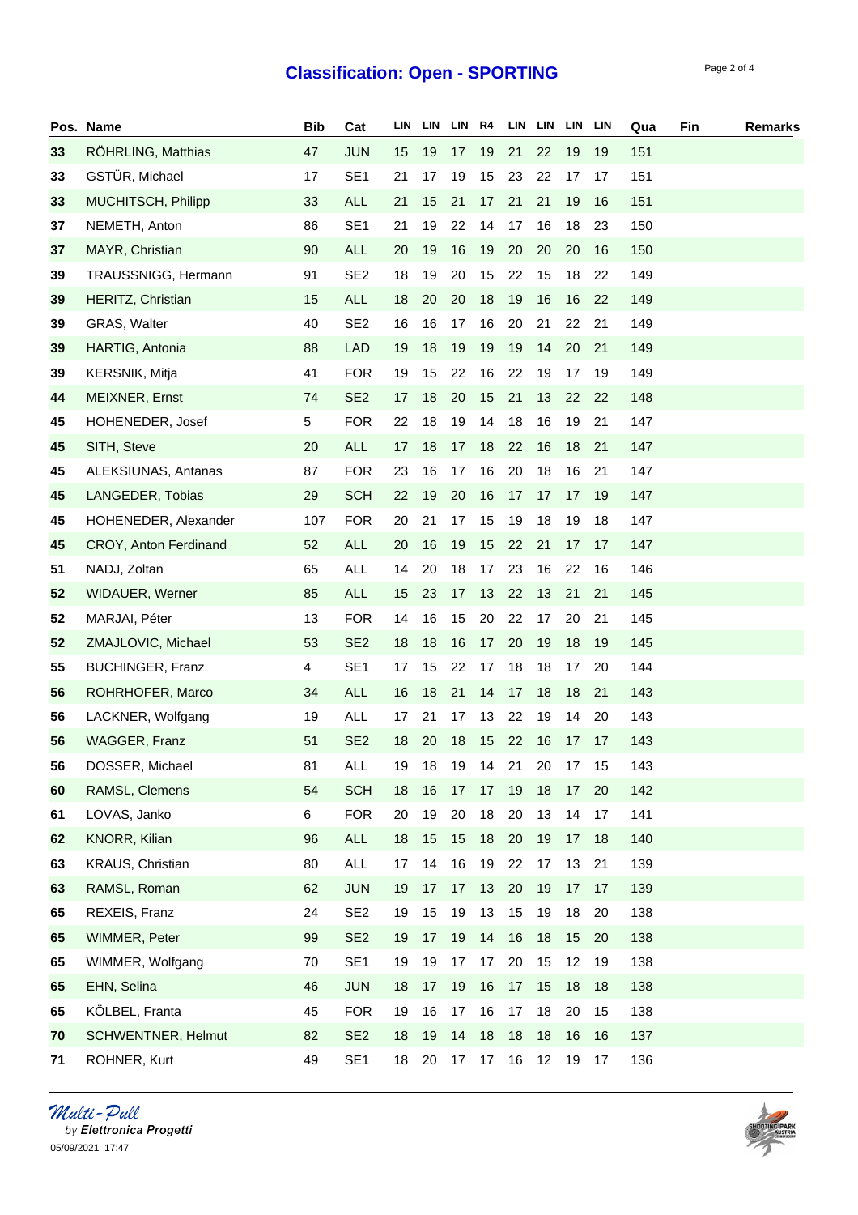# Classification: Open - SPORTING

| Pos. | Name | Bib | Cat | LIN | LIN | LIN | R4 | LIN | LIN | LIN | LIN | Qua | Fin | Remarks |
|---|---|---|---|---|---|---|---|---|---|---|---|---|---|---|
| 33 | RÖHRLING, Matthias | 47 | JUN | 15 | 19 | 17 | 19 | 21 | 22 | 19 | 19 | 151 | | |
| 33 | GSTÜR, Michael | 17 | SE1 | 21 | 17 | 19 | 15 | 23 | 22 | 17 | 17 | 151 | | |
| 33 | MUCHITSCH, Philipp | 33 | ALL | 21 | 15 | 21 | 17 | 21 | 21 | 19 | 16 | 151 | | |
| 37 | NEMETH, Anton | 86 | SE1 | 21 | 19 | 22 | 14 | 17 | 16 | 18 | 23 | 150 | | |
| 37 | MAYR, Christian | 90 | ALL | 20 | 19 | 16 | 19 | 20 | 20 | 20 | 16 | 150 | | |
| 39 | TRAUSSNIGG, Hermann | 91 | SE2 | 18 | 19 | 20 | 15 | 22 | 15 | 18 | 22 | 149 | | |
| 39 | HERITZ, Christian | 15 | ALL | 18 | 20 | 20 | 18 | 19 | 16 | 16 | 22 | 149 | | |
| 39 | GRAS, Walter | 40 | SE2 | 16 | 16 | 17 | 16 | 20 | 21 | 22 | 21 | 149 | | |
| 39 | HARTIG, Antonia | 88 | LAD | 19 | 18 | 19 | 19 | 19 | 14 | 20 | 21 | 149 | | |
| 39 | KERSNIK, Mitja | 41 | FOR | 19 | 15 | 22 | 16 | 22 | 19 | 17 | 19 | 149 | | |
| 44 | MEIXNER, Ernst | 74 | SE2 | 17 | 18 | 20 | 15 | 21 | 13 | 22 | 22 | 148 | | |
| 45 | HOHENEDER, Josef | 5 | FOR | 22 | 18 | 19 | 14 | 18 | 16 | 19 | 21 | 147 | | |
| 45 | SITH, Steve | 20 | ALL | 17 | 18 | 17 | 18 | 22 | 16 | 18 | 21 | 147 | | |
| 45 | ALEKSIUNAS, Antanas | 87 | FOR | 23 | 16 | 17 | 16 | 20 | 18 | 16 | 21 | 147 | | |
| 45 | LANGEDER, Tobias | 29 | SCH | 22 | 19 | 20 | 16 | 17 | 17 | 17 | 19 | 147 | | |
| 45 | HOHENEDER, Alexander | 107 | FOR | 20 | 21 | 17 | 15 | 19 | 18 | 19 | 18 | 147 | | |
| 45 | CROY, Anton Ferdinand | 52 | ALL | 20 | 16 | 19 | 15 | 22 | 21 | 17 | 17 | 147 | | |
| 51 | NADJ, Zoltan | 65 | ALL | 14 | 20 | 18 | 17 | 23 | 16 | 22 | 16 | 146 | | |
| 52 | WIDAUER, Werner | 85 | ALL | 15 | 23 | 17 | 13 | 22 | 13 | 21 | 21 | 145 | | |
| 52 | MARJAI, Péter | 13 | FOR | 14 | 16 | 15 | 20 | 22 | 17 | 20 | 21 | 145 | | |
| 52 | ZMAJLOVIC, Michael | 53 | SE2 | 18 | 18 | 16 | 17 | 20 | 19 | 18 | 19 | 145 | | |
| 55 | BUCHINGER, Franz | 4 | SE1 | 17 | 15 | 22 | 17 | 18 | 18 | 17 | 20 | 144 | | |
| 56 | ROHRHOFER, Marco | 34 | ALL | 16 | 18 | 21 | 14 | 17 | 18 | 18 | 21 | 143 | | |
| 56 | LACKNER, Wolfgang | 19 | ALL | 17 | 21 | 17 | 13 | 22 | 19 | 14 | 20 | 143 | | |
| 56 | WAGGER, Franz | 51 | SE2 | 18 | 20 | 18 | 15 | 22 | 16 | 17 | 17 | 143 | | |
| 56 | DOSSER, Michael | 81 | ALL | 19 | 18 | 19 | 14 | 21 | 20 | 17 | 15 | 143 | | |
| 60 | RAMSL, Clemens | 54 | SCH | 18 | 16 | 17 | 17 | 19 | 18 | 17 | 20 | 142 | | |
| 61 | LOVAS, Janko | 6 | FOR | 20 | 19 | 20 | 18 | 20 | 13 | 14 | 17 | 141 | | |
| 62 | KNORR, Kilian | 96 | ALL | 18 | 15 | 15 | 18 | 20 | 19 | 17 | 18 | 140 | | |
| 63 | KRAUS, Christian | 80 | ALL | 17 | 14 | 16 | 19 | 22 | 17 | 13 | 21 | 139 | | |
| 63 | RAMSL, Roman | 62 | JUN | 19 | 17 | 17 | 13 | 20 | 19 | 17 | 17 | 139 | | |
| 65 | REXEIS, Franz | 24 | SE2 | 19 | 15 | 19 | 13 | 15 | 19 | 18 | 20 | 138 | | |
| 65 | WIMMER, Peter | 99 | SE2 | 19 | 17 | 19 | 14 | 16 | 18 | 15 | 20 | 138 | | |
| 65 | WIMMER, Wolfgang | 70 | SE1 | 19 | 19 | 17 | 17 | 20 | 15 | 12 | 19 | 138 | | |
| 65 | EHN, Selina | 46 | JUN | 18 | 17 | 19 | 16 | 17 | 15 | 18 | 18 | 138 | | |
| 65 | KÖLBEL, Franta | 45 | FOR | 19 | 16 | 17 | 16 | 17 | 18 | 20 | 15 | 138 | | |
| 70 | SCHWENTNER, Helmut | 82 | SE2 | 18 | 19 | 14 | 18 | 18 | 18 | 16 | 16 | 137 | | |
| 71 | ROHNER, Kurt | 49 | SE1 | 18 | 20 | 17 | 17 | 16 | 12 | 19 | 17 | 136 | | |

*Multi-Pull* by **Elettronica Progetti**

05/09/2021 17:47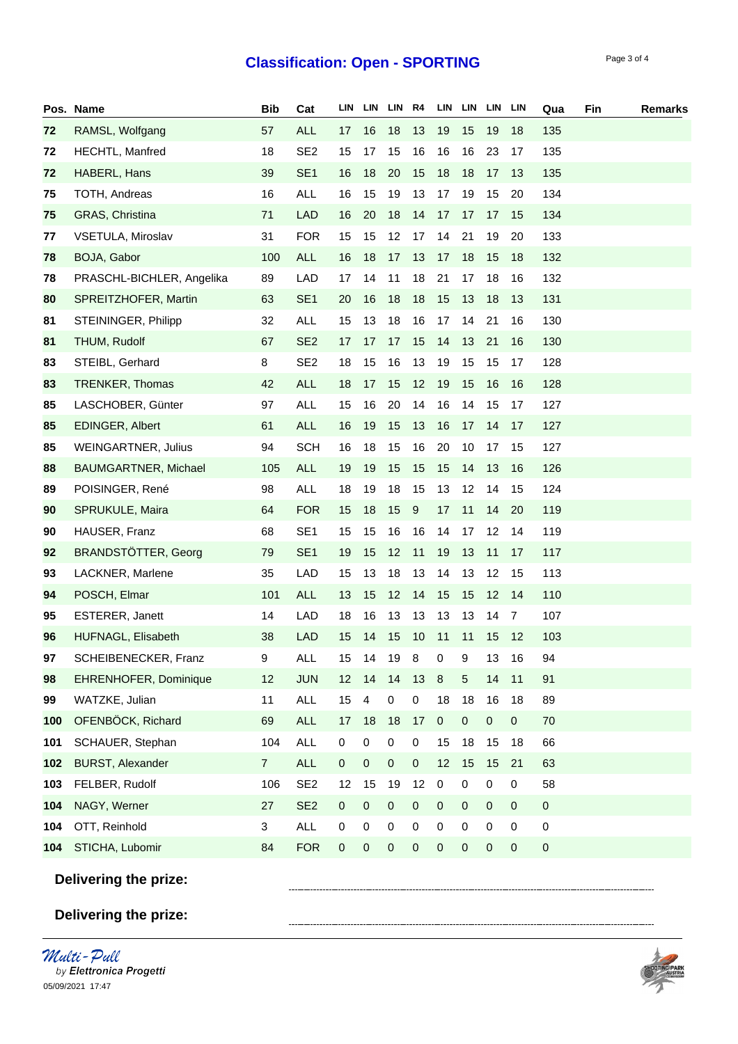## Classification: Open - SPORTING

| Pos. | Name | Bib | Cat | LIN | LIN | LIN | R4 | LIN | LIN | LIN | LIN | Qua | Fin | Remarks |
|---|---|---|---|---|---|---|---|---|---|---|---|---|---|---|
| 72 | RAMSL, Wolfgang | 57 | ALL | 17 | 16 | 18 | 13 | 19 | 15 | 19 | 18 | 135 | | |
| 72 | HECHTL, Manfred | 18 | SE2 | 15 | 17 | 15 | 16 | 16 | 16 | 23 | 17 | 135 | | |
| 72 | HABERL, Hans | 39 | SE1 | 16 | 18 | 20 | 15 | 18 | 18 | 17 | 13 | 135 | | |
| 75 | TOTH, Andreas | 16 | ALL | 16 | 15 | 19 | 13 | 17 | 19 | 15 | 20 | 134 | | |
| 75 | GRAS, Christina | 71 | LAD | 16 | 20 | 18 | 14 | 17 | 17 | 17 | 15 | 134 | | |
| 77 | VSETULA, Miroslav | 31 | FOR | 15 | 15 | 12 | 17 | 14 | 21 | 19 | 20 | 133 | | |
| 78 | BOJA, Gabor | 100 | ALL | 16 | 18 | 17 | 13 | 17 | 18 | 15 | 18 | 132 | | |
| 78 | PRASCHL-BICHLER, Angelika | 89 | LAD | 17 | 14 | 11 | 18 | 21 | 17 | 18 | 16 | 132 | | |
| 80 | SPREITZHOFER, Martin | 63 | SE1 | 20 | 16 | 18 | 18 | 15 | 13 | 18 | 13 | 131 | | |
| 81 | STEININGER, Philipp | 32 | ALL | 15 | 13 | 18 | 16 | 17 | 14 | 21 | 16 | 130 | | |
| 81 | THUM, Rudolf | 67 | SE2 | 17 | 17 | 17 | 15 | 14 | 13 | 21 | 16 | 130 | | |
| 83 | STEIBL, Gerhard | 8 | SE2 | 18 | 15 | 16 | 13 | 19 | 15 | 15 | 17 | 128 | | |
| 83 | TRENKER, Thomas | 42 | ALL | 18 | 17 | 15 | 12 | 19 | 15 | 16 | 16 | 128 | | |
| 85 | LASCHOBER, Günter | 97 | ALL | 15 | 16 | 20 | 14 | 16 | 14 | 15 | 17 | 127 | | |
| 85 | EDINGER, Albert | 61 | ALL | 16 | 19 | 15 | 13 | 16 | 17 | 14 | 17 | 127 | | |
| 85 | WEINGARTNER, Julius | 94 | SCH | 16 | 18 | 15 | 16 | 20 | 10 | 17 | 15 | 127 | | |
| 88 | BAUMGARTNER, Michael | 105 | ALL | 19 | 19 | 15 | 15 | 15 | 14 | 13 | 16 | 126 | | |
| 89 | POISINGER, René | 98 | ALL | 18 | 19 | 18 | 15 | 13 | 12 | 14 | 15 | 124 | | |
| 90 | SPRUKULE, Maira | 64 | FOR | 15 | 18 | 15 | 9 | 17 | 11 | 14 | 20 | 119 | | |
| 90 | HAUSER, Franz | 68 | SE1 | 15 | 15 | 16 | 16 | 14 | 17 | 12 | 14 | 119 | | |
| 92 | BRANDSTÖTTER, Georg | 79 | SE1 | 19 | 15 | 12 | 11 | 19 | 13 | 11 | 17 | 117 | | |
| 93 | LACKNER, Marlene | 35 | LAD | 15 | 13 | 18 | 13 | 14 | 13 | 12 | 15 | 113 | | |
| 94 | POSCH, Elmar | 101 | ALL | 13 | 15 | 12 | 14 | 15 | 15 | 12 | 14 | 110 | | |
| 95 | ESTERER, Janett | 14 | LAD | 18 | 16 | 13 | 13 | 13 | 13 | 14 | 7 | 107 | | |
| 96 | HUFNAGL, Elisabeth | 38 | LAD | 15 | 14 | 15 | 10 | 11 | 11 | 15 | 12 | 103 | | |
| 97 | SCHEIBENECKER, Franz | 9 | ALL | 15 | 14 | 19 | 8 | 0 | 9 | 13 | 16 | 94 | | |
| 98 | EHRENHOFER, Dominique | 12 | JUN | 12 | 14 | 14 | 13 | 8 | 5 | 14 | 11 | 91 | | |
| 99 | WATZKE, Julian | 11 | ALL | 15 | 4 | 0 | 0 | 18 | 18 | 16 | 18 | 89 | | |
| 100 | OFENBÖCK, Richard | 69 | ALL | 17 | 18 | 18 | 17 | 0 | 0 | 0 | 0 | 70 | | |
| 101 | SCHAUER, Stephan | 104 | ALL | 0 | 0 | 0 | 0 | 15 | 18 | 15 | 18 | 66 | | |
| 102 | BURST, Alexander | 7 | ALL | 0 | 0 | 0 | 0 | 12 | 15 | 15 | 21 | 63 | | |
| 103 | FELBER, Rudolf | 106 | SE2 | 12 | 15 | 19 | 12 | 0 | 0 | 0 | 0 | 58 | | |
| 104 | NAGY, Werner | 27 | SE2 | 0 | 0 | 0 | 0 | 0 | 0 | 0 | 0 | 0 | | |
| 104 | OTT, Reinhold | 3 | ALL | 0 | 0 | 0 | 0 | 0 | 0 | 0 | 0 | 0 | | |
| 104 | STICHA, Lubomir | 84 | FOR | 0 | 0 | 0 | 0 | 0 | 0 | 0 | 0 | 0 | | |

**Delivering the prize:** ________________________________

**Delivering the prize:** ________________________________

*Multi-Pull*
by ***Elettronica Progetti***
05/09/2021 17:47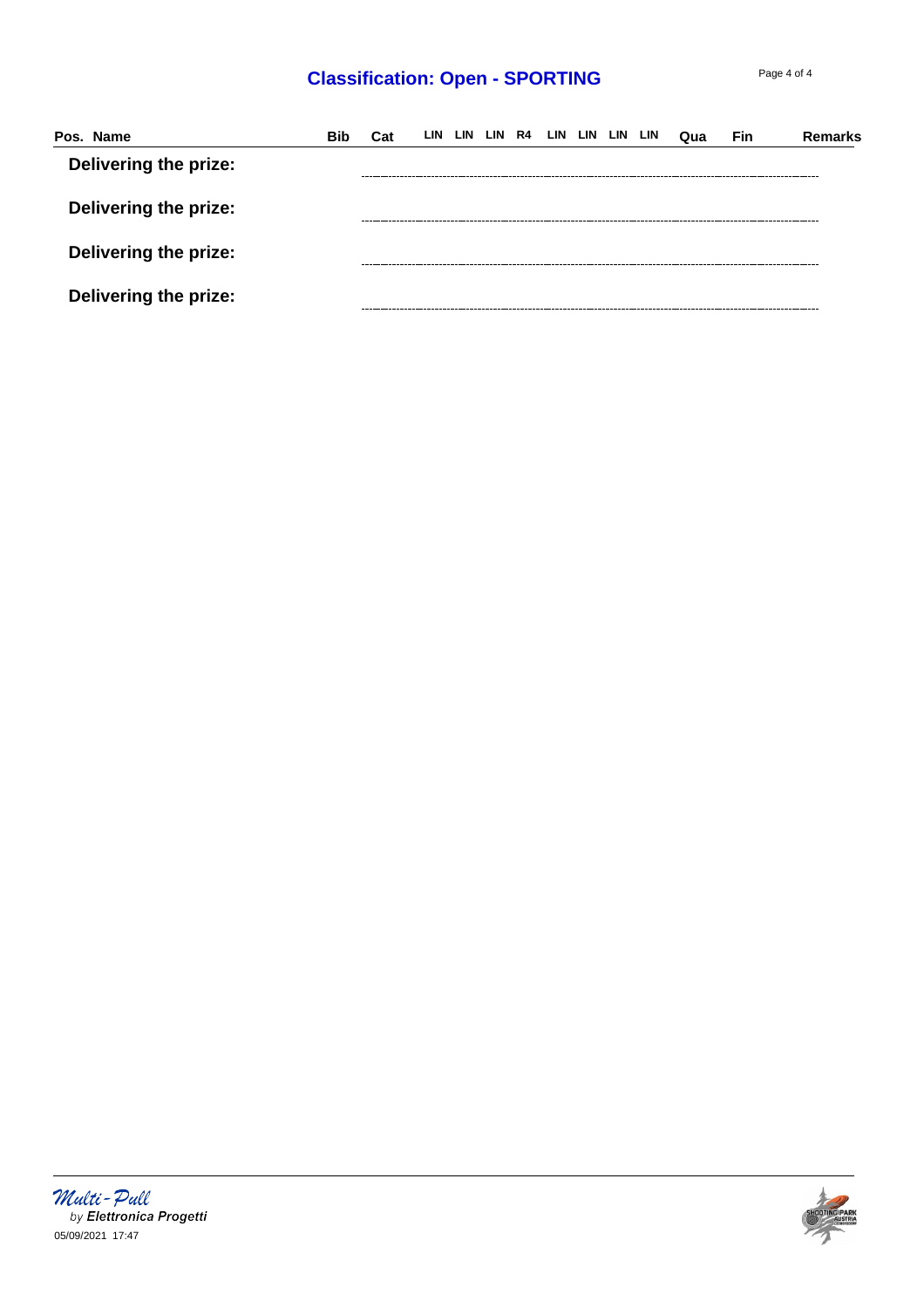## Classification: Open - SPORTING

| Pos. | Name | Bib | Cat | LIN | LIN | LIN | R4 | LIN | LIN | LIN | LIN | Qua | Fin | Remarks |
|---|---|---|---|---|---|---|---|---|---|---|---|---|---|---|

**Delivering the prize:** ____________________

**Delivering the prize:** ____________________

**Delivering the prize:** ____________________

**Delivering the prize:** ____________________

*Multi-Pull*
*by **Elettronica Progetti***
05/09/2021 17:47